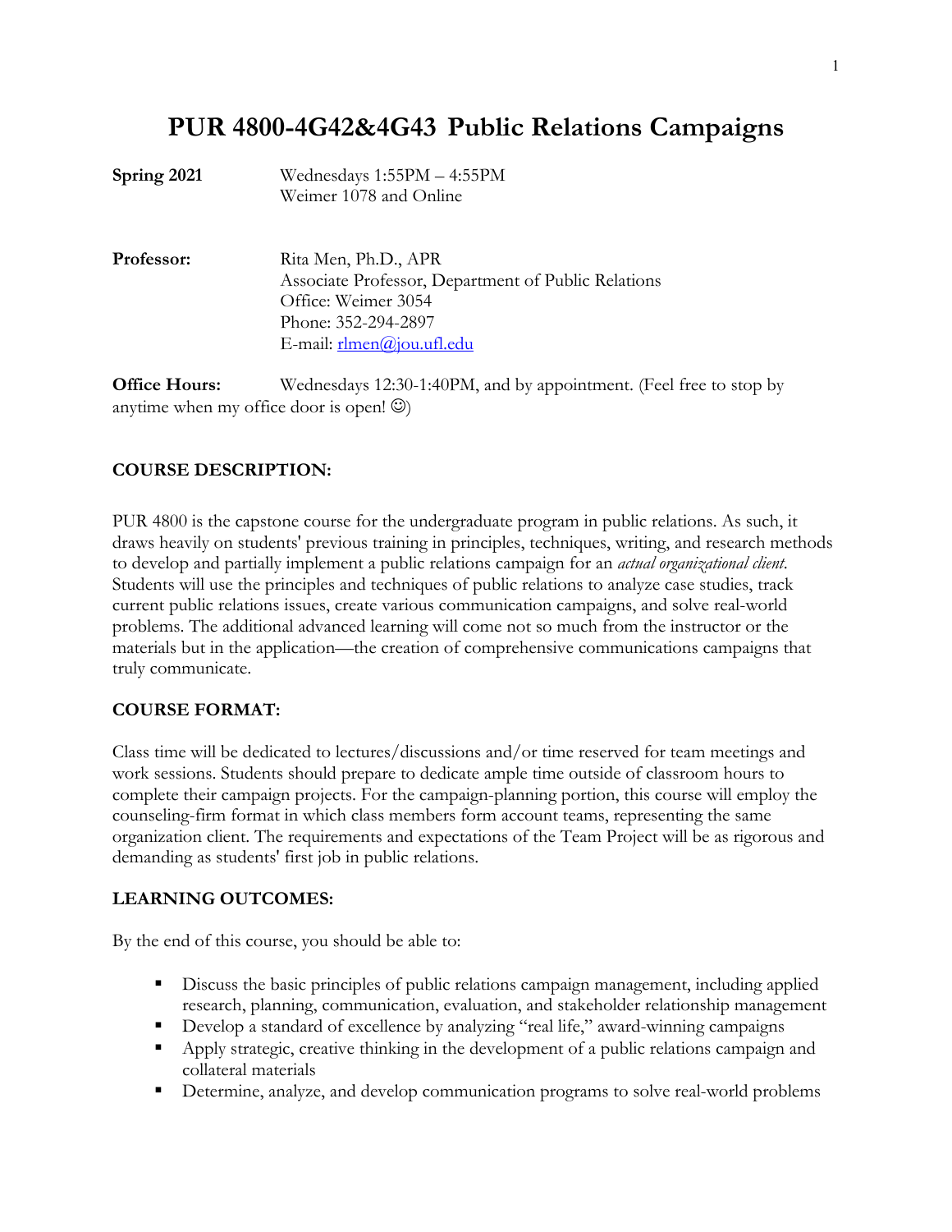# PUR 4800-4G42&4G43 Public Relations Campaigns

**Spring 2021** Wednesdays 1:55PM – 4:55PM
Weimer 1078 and Online

**Professor:** Rita Men, Ph.D., APR
Associate Professor, Department of Public Relations
Office: Weimer 3054
Phone: 352-294-2897
E-mail: rlmen@jou.ufl.edu

**Office Hours:** Wednesdays 12:30-1:40PM, and by appointment. (Feel free to stop by anytime when my office door is open! ☺)

### COURSE DESCRIPTION:

PUR 4800 is the capstone course for the undergraduate program in public relations. As such, it draws heavily on students' previous training in principles, techniques, writing, and research methods to develop and partially implement a public relations campaign for an *actual organizational client*. Students will use the principles and techniques of public relations to analyze case studies, track current public relations issues, create various communication campaigns, and solve real-world problems. The additional advanced learning will come not so much from the instructor or the materials but in the application—the creation of comprehensive communications campaigns that truly communicate.

### COURSE FORMAT:

Class time will be dedicated to lectures/discussions and/or time reserved for team meetings and work sessions. Students should prepare to dedicate ample time outside of classroom hours to complete their campaign projects. For the campaign-planning portion, this course will employ the counseling-firm format in which class members form account teams, representing the same organization client. The requirements and expectations of the Team Project will be as rigorous and demanding as students' first job in public relations.

### LEARNING OUTCOMES:

By the end of this course, you should be able to:

- Discuss the basic principles of public relations campaign management, including applied research, planning, communication, evaluation, and stakeholder relationship management
- Develop a standard of excellence by analyzing "real life," award-winning campaigns
- Apply strategic, creative thinking in the development of a public relations campaign and collateral materials
- Determine, analyze, and develop communication programs to solve real-world problems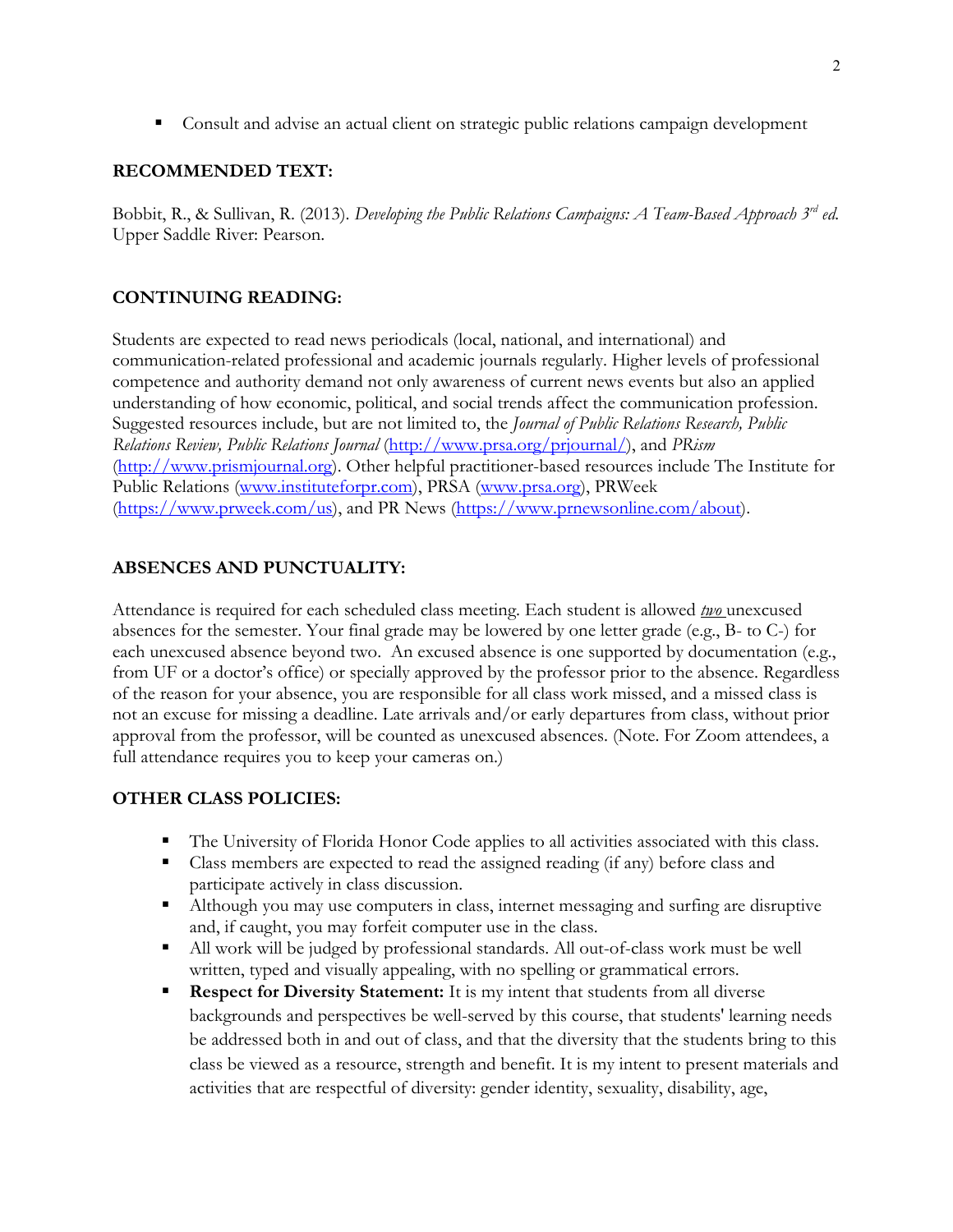- Consult and advise an actual client on strategic public relations campaign development

## RECOMMENDED TEXT:

Bobbit, R., & Sullivan, R. (2013). *Developing the Public Relations Campaigns: A Team-Based Approach 3rd ed.* Upper Saddle River: Pearson.

## CONTINUING READING:

Students are expected to read news periodicals (local, national, and international) and communication-related professional and academic journals regularly. Higher levels of professional competence and authority demand not only awareness of current news events but also an applied understanding of how economic, political, and social trends affect the communication profession. Suggested resources include, but are not limited to, the *Journal of Public Relations Research, Public Relations Review, Public Relations Journal* (http://www.prsa.org/prjournal/), and *PRism* (http://www.prismjournal.org). Other helpful practitioner-based resources include The Institute for Public Relations (www.instituteforpr.com), PRSA (www.prsa.org), PRWeek (https://www.prweek.com/us), and PR News (https://www.prnewsonline.com/about).

## ABSENCES AND PUNCTUALITY:

Attendance is required for each scheduled class meeting. Each student is allowed ***two*** unexcused absences for the semester. Your final grade may be lowered by one letter grade (e.g., B- to C-) for each unexcused absence beyond two. An excused absence is one supported by documentation (e.g., from UF or a doctor's office) or specially approved by the professor prior to the absence. Regardless of the reason for your absence, you are responsible for all class work missed, and a missed class is not an excuse for missing a deadline. Late arrivals and/or early departures from class, without prior approval from the professor, will be counted as unexcused absences. (Note. For Zoom attendees, a full attendance requires you to keep your cameras on.)

## OTHER CLASS POLICIES:

- The University of Florida Honor Code applies to all activities associated with this class.
- Class members are expected to read the assigned reading (if any) before class and participate actively in class discussion.
- Although you may use computers in class, internet messaging and surfing are disruptive and, if caught, you may forfeit computer use in the class.
- All work will be judged by professional standards. All out-of-class work must be well written, typed and visually appealing, with no spelling or grammatical errors.
- **Respect for Diversity Statement:** It is my intent that students from all diverse backgrounds and perspectives be well-served by this course, that students' learning needs be addressed both in and out of class, and that the diversity that the students bring to this class be viewed as a resource, strength and benefit. It is my intent to present materials and activities that are respectful of diversity: gender identity, sexuality, disability, age,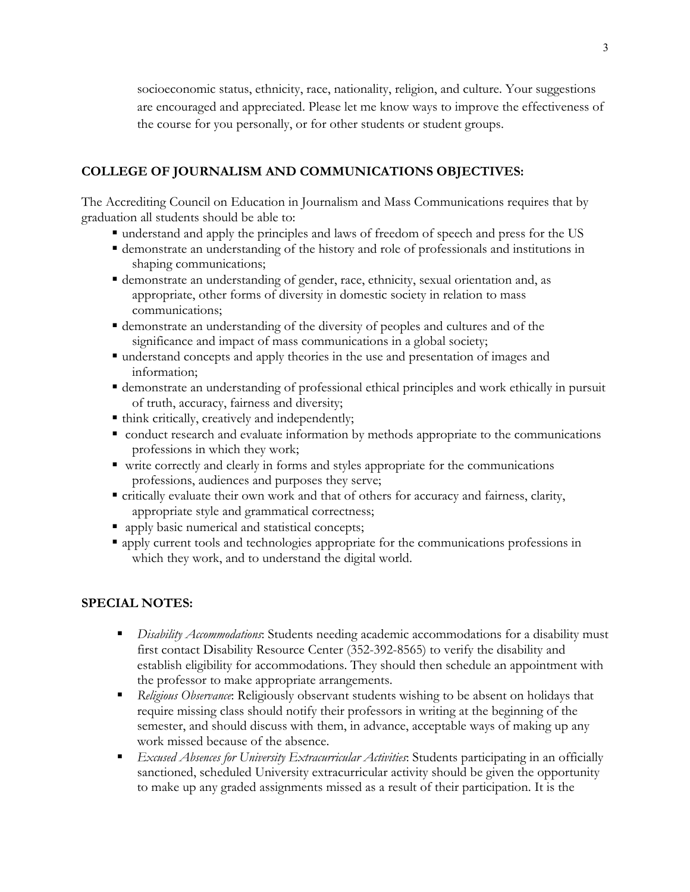socioeconomic status, ethnicity, race, nationality, religion, and culture. Your suggestions are encouraged and appreciated. Please let me know ways to improve the effectiveness of the course for you personally, or for other students or student groups.

## COLLEGE OF JOURNALISM AND COMMUNICATIONS OBJECTIVES:

The Accrediting Council on Education in Journalism and Mass Communications requires that by graduation all students should be able to:

- understand and apply the principles and laws of freedom of speech and press for the US
- demonstrate an understanding of the history and role of professionals and institutions in shaping communications;
- demonstrate an understanding of gender, race, ethnicity, sexual orientation and, as appropriate, other forms of diversity in domestic society in relation to mass communications;
- demonstrate an understanding of the diversity of peoples and cultures and of the significance and impact of mass communications in a global society;
- understand concepts and apply theories in the use and presentation of images and information;
- demonstrate an understanding of professional ethical principles and work ethically in pursuit of truth, accuracy, fairness and diversity;
- think critically, creatively and independently;
- conduct research and evaluate information by methods appropriate to the communications professions in which they work;
- write correctly and clearly in forms and styles appropriate for the communications professions, audiences and purposes they serve;
- critically evaluate their own work and that of others for accuracy and fairness, clarity, appropriate style and grammatical correctness;
- apply basic numerical and statistical concepts;
- apply current tools and technologies appropriate for the communications professions in which they work, and to understand the digital world.

## SPECIAL NOTES:

- *Disability Accommodations*: Students needing academic accommodations for a disability must first contact Disability Resource Center (352-392-8565) to verify the disability and establish eligibility for accommodations. They should then schedule an appointment with the professor to make appropriate arrangements.
- *Religious Observance*: Religiously observant students wishing to be absent on holidays that require missing class should notify their professors in writing at the beginning of the semester, and should discuss with them, in advance, acceptable ways of making up any work missed because of the absence.
- *Excused Absences for University Extracurricular Activities*: Students participating in an officially sanctioned, scheduled University extracurricular activity should be given the opportunity to make up any graded assignments missed as a result of their participation. It is the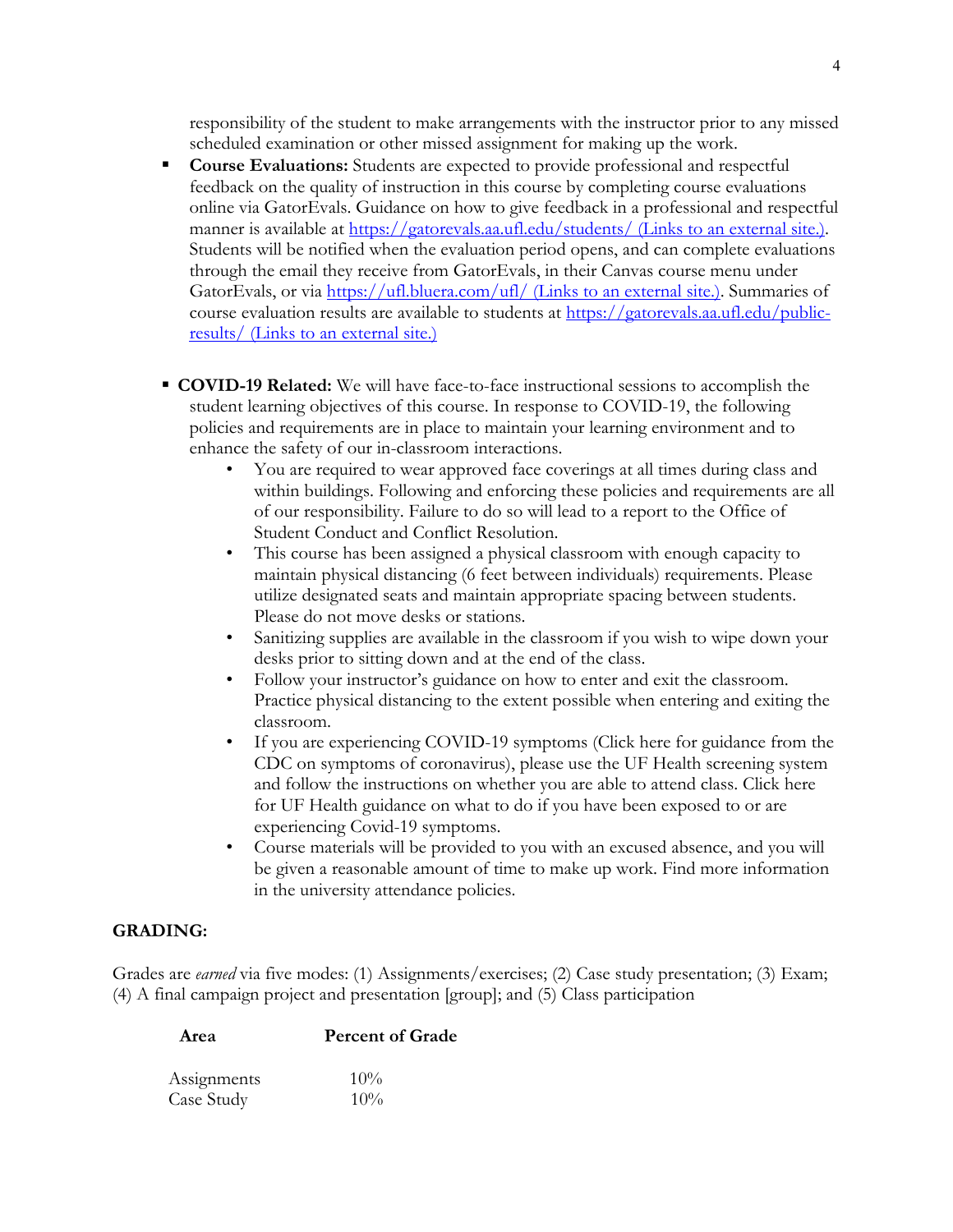responsibility of the student to make arrangements with the instructor prior to any missed scheduled examination or other missed assignment for making up the work.

- **Course Evaluations:** Students are expected to provide professional and respectful feedback on the quality of instruction in this course by completing course evaluations online via GatorEvals. Guidance on how to give feedback in a professional and respectful manner is available at [https://gatorevals.aa.ufl.edu/students/ (Links to an external site.)](https://gatorevals.aa.ufl.edu/students/). Students will be notified when the evaluation period opens, and can complete evaluations through the email they receive from GatorEvals, in their Canvas course menu under GatorEvals, or via [https://ufl.bluera.com/ufl/ (Links to an external site.)](https://ufl.bluera.com/ufl/). Summaries of course evaluation results are available to students at [https://gatorevals.aa.ufl.edu/public-results/ (Links to an external site.)](https://gatorevals.aa.ufl.edu/public-results/)

- **COVID-19 Related:** We will have face-to-face instructional sessions to accomplish the student learning objectives of this course. In response to COVID-19, the following policies and requirements are in place to maintain your learning environment and to enhance the safety of our in-classroom interactions.
  - You are required to wear approved face coverings at all times during class and within buildings. Following and enforcing these policies and requirements are all of our responsibility. Failure to do so will lead to a report to the Office of Student Conduct and Conflict Resolution.
  - This course has been assigned a physical classroom with enough capacity to maintain physical distancing (6 feet between individuals) requirements. Please utilize designated seats and maintain appropriate spacing between students. Please do not move desks or stations.
  - Sanitizing supplies are available in the classroom if you wish to wipe down your desks prior to sitting down and at the end of the class.
  - Follow your instructor's guidance on how to enter and exit the classroom. Practice physical distancing to the extent possible when entering and exiting the classroom.
  - If you are experiencing COVID-19 symptoms (Click here for guidance from the CDC on symptoms of coronavirus), please use the UF Health screening system and follow the instructions on whether you are able to attend class. Click here for UF Health guidance on what to do if you have been exposed to or are experiencing Covid-19 symptoms.
  - Course materials will be provided to you with an excused absence, and you will be given a reasonable amount of time to make up work. Find more information in the university attendance policies.

**GRADING:**

Grades are *earned* via five modes: (1) Assignments/exercises; (2) Case study presentation; (3) Exam; (4) A final campaign project and presentation [group]; and (5) Class participation

| Area | Percent of Grade |
|---|---|
| Assignments | 10% |
| Case Study | 10% |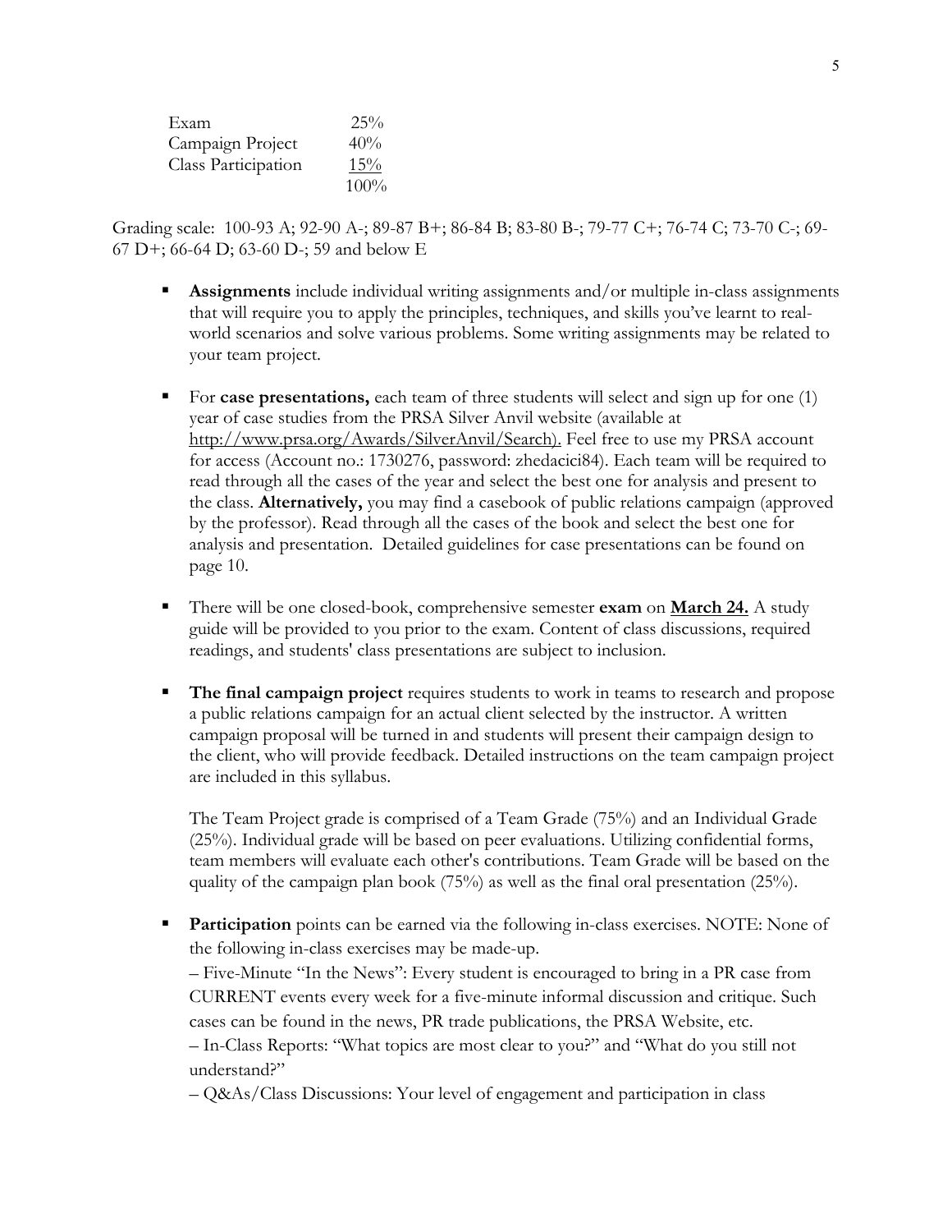| Exam | 25% |
|---|---|
| Campaign Project | 40% |
| Class Participation | 15% |
| | 100% |

Grading scale: 100-93 A; 92-90 A-; 89-87 B+; 86-84 B; 83-80 B-; 79-77 C+; 76-74 C; 73-70 C-; 69-67 D+; 66-64 D; 63-60 D-; 59 and below E

- **Assignments** include individual writing assignments and/or multiple in-class assignments that will require you to apply the principles, techniques, and skills you've learnt to real-world scenarios and solve various problems. Some writing assignments may be related to your team project.

- For **case presentations,** each team of three students will select and sign up for one (1) year of case studies from the PRSA Silver Anvil website (available at http://www.prsa.org/Awards/SilverAnvil/Search). Feel free to use my PRSA account for access (Account no.: 1730276, password: zhedacici84). Each team will be required to read through all the cases of the year and select the best one for analysis and present to the class. **Alternatively,** you may find a casebook of public relations campaign (approved by the professor). Read through all the cases of the book and select the best one for analysis and presentation. Detailed guidelines for case presentations can be found on page 10.

- There will be one closed-book, comprehensive semester **exam** on **March 24.** A study guide will be provided to you prior to the exam. Content of class discussions, required readings, and students' class presentations are subject to inclusion.

- **The final campaign project** requires students to work in teams to research and propose a public relations campaign for an actual client selected by the instructor. A written campaign proposal will be turned in and students will present their campaign design to the client, who will provide feedback. Detailed instructions on the team campaign project are included in this syllabus.

  The Team Project grade is comprised of a Team Grade (75%) and an Individual Grade (25%). Individual grade will be based on peer evaluations. Utilizing confidential forms, team members will evaluate each other's contributions. Team Grade will be based on the quality of the campaign plan book (75%) as well as the final oral presentation (25%).

- **Participation** points can be earned via the following in-class exercises. NOTE: None of the following in-class exercises may be made-up.
  – Five-Minute "In the News": Every student is encouraged to bring in a PR case from CURRENT events every week for a five-minute informal discussion and critique. Such cases can be found in the news, PR trade publications, the PRSA Website, etc.
  – In-Class Reports: "What topics are most clear to you?" and "What do you still not understand?"
  – Q&As/Class Discussions: Your level of engagement and participation in class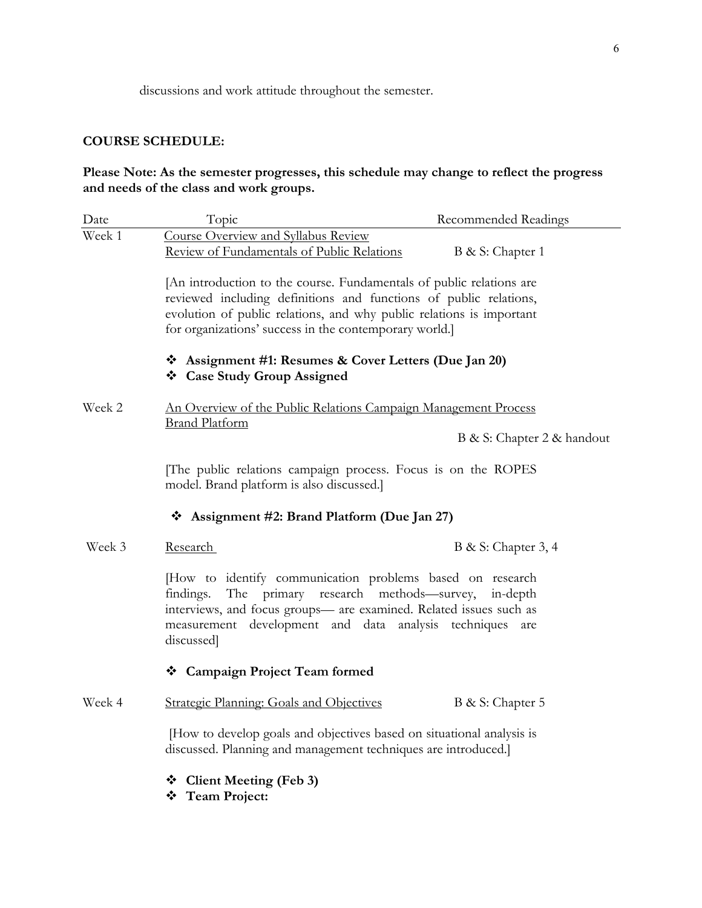discussions and work attitude throughout the semester.

**COURSE SCHEDULE:**

**Please Note: As the semester progresses, this schedule may change to reflect the progress and needs of the class and work groups.**

| Date | Topic | Recommended Readings |
|---|---|---|
| Week 1 | Course Overview and Syllabus Review<br>Review of Fundamentals of Public Relations | B & S: Chapter 1 |

[An introduction to the course. Fundamentals of public relations are reviewed including definitions and functions of public relations, evolution of public relations, and why public relations is important for organizations' success in the contemporary world.]

- **Assignment #1: Resumes & Cover Letters (Due Jan 20)**
- **Case Study Group Assigned**

| Date | Topic | Recommended Readings |
|---|---|---|
| Week 2 | An Overview of the Public Relations Campaign Management Process<br>Brand Platform | B & S: Chapter 2 & handout |

[The public relations campaign process. Focus is on the ROPES model. Brand platform is also discussed.]

- **Assignment #2: Brand Platform (Due Jan 27)**

| Date | Topic | Recommended Readings |
|---|---|---|
| Week 3 | Research | B & S: Chapter 3, 4 |

[How to identify communication problems based on research findings. The primary research methods—survey, in-depth interviews, and focus groups— are examined. Related issues such as measurement development and data analysis techniques are discussed]

- **Campaign Project Team formed**

| Date | Topic | Recommended Readings |
|---|---|---|
| Week 4 | Strategic Planning: Goals and Objectives | B & S: Chapter 5 |

[How to develop goals and objectives based on situational analysis is discussed. Planning and management techniques are introduced.]

- **Client Meeting (Feb 3)**
- **Team Project:**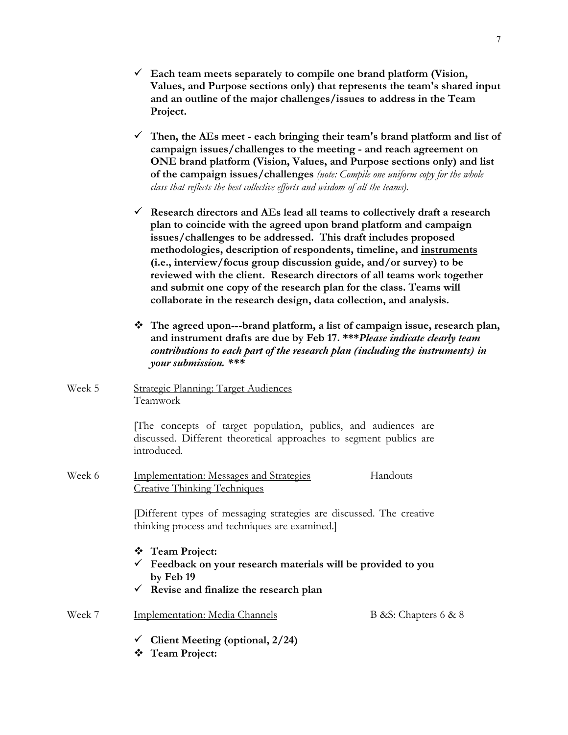- ✓ **Each team meets separately to compile one brand platform (Vision, Values, and Purpose sections only) that represents the team's shared input and an outline of the major challenges/issues to address in the Team Project.**

- ✓ **Then, the AEs meet - each bringing their team's brand platform and list of campaign issues/challenges to the meeting - and reach agreement on ONE brand platform (Vision, Values, and Purpose sections only) and list of the campaign issues/challenges** *(note: Compile one uniform copy for the whole class that reflects the best collective efforts and wisdom of all the teams).*

- ✓ **Research directors and AEs lead all teams to collectively draft a research plan to coincide with the agreed upon brand platform and campaign issues/challenges to be addressed. This draft includes proposed methodologies, description of respondents, timeline, and <u>instruments</u> (i.e., interview/focus group discussion guide, and/or survey) to be reviewed with the client. Research directors of all teams work together and submit one copy of the research plan for the class. Teams will collaborate in the research design, data collection, and analysis.**

- ❖ **The agreed upon---brand platform, a list of campaign issue, research plan, and instrument drafts are due by Feb 17. \*\*\****Please indicate clearly team contributions to each part of the research plan (including the instruments) in your submission.* **\*\*\***

Week 5 &nbsp;&nbsp; <u>Strategic Planning: Target Audiences</u>
<u>Teamwork</u>

[The concepts of target population, publics, and audiences are discussed. Different theoretical approaches to segment publics are introduced.

Week 6 &nbsp;&nbsp; <u>Implementation: Messages and Strategies</u> &nbsp;&nbsp; Handouts
<u>Creative Thinking Techniques</u>

[Different types of messaging strategies are discussed. The creative thinking process and techniques are examined.]

- ❖ **Team Project:**
- ✓ **Feedback on your research materials will be provided to you by Feb 19**
- ✓ **Revise and finalize the research plan**

Week 7 &nbsp;&nbsp; <u>Implementation: Media Channels</u> &nbsp;&nbsp; B &S: Chapters 6 & 8

- ✓ **Client Meeting (optional, 2/24)**
- ❖ **Team Project:**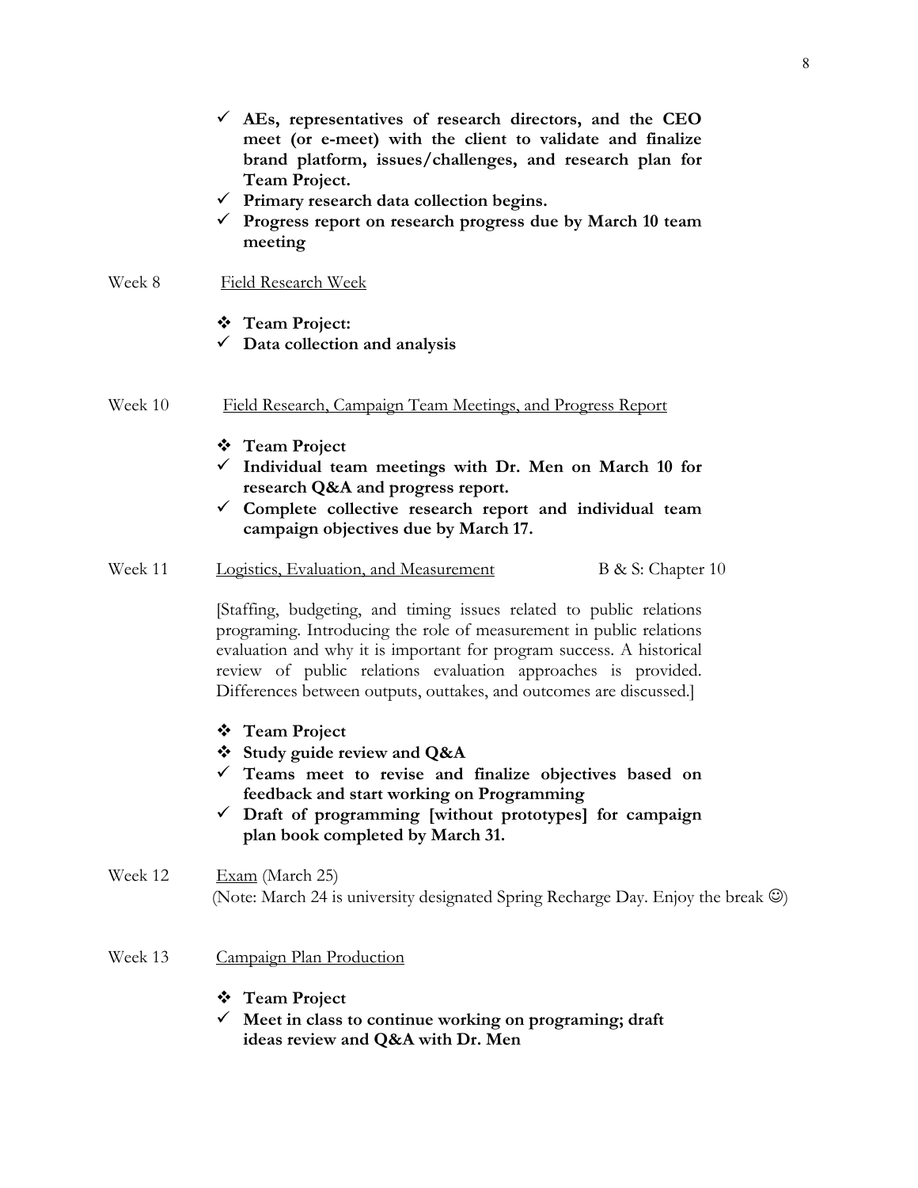- ✓ **AEs, representatives of research directors, and the CEO meet (or e-meet) with the client to validate and finalize brand platform, issues/challenges, and research plan for Team Project.**
- ✓ **Primary research data collection begins.**
- ✓ **Progress report on research progress due by March 10 team meeting**

Week 8 Field Research Week

- ❖ **Team Project:**
- ✓ **Data collection and analysis**

Week 10 Field Research, Campaign Team Meetings, and Progress Report

- ❖ **Team Project**
- ✓ **Individual team meetings with Dr. Men on March 10 for research Q&A and progress report.**
- ✓ **Complete collective research report and individual team campaign objectives due by March 17.**

Week 11 Logistics, Evaluation, and Measurement B & S: Chapter 10

[Staffing, budgeting, and timing issues related to public relations programing. Introducing the role of measurement in public relations evaluation and why it is important for program success. A historical review of public relations evaluation approaches is provided. Differences between outputs, outtakes, and outcomes are discussed.]

- ❖ **Team Project**
- ❖ **Study guide review and Q&A**
- ✓ **Teams meet to revise and finalize objectives based on feedback and start working on Programming**
- ✓ **Draft of programming [without prototypes] for campaign plan book completed by March 31.**

Week 12 Exam (March 25)
(Note: March 24 is university designated Spring Recharge Day. Enjoy the break ☺)

Week 13 Campaign Plan Production

- ❖ **Team Project**
- ✓ **Meet in class to continue working on programing; draft ideas review and Q&A with Dr. Men**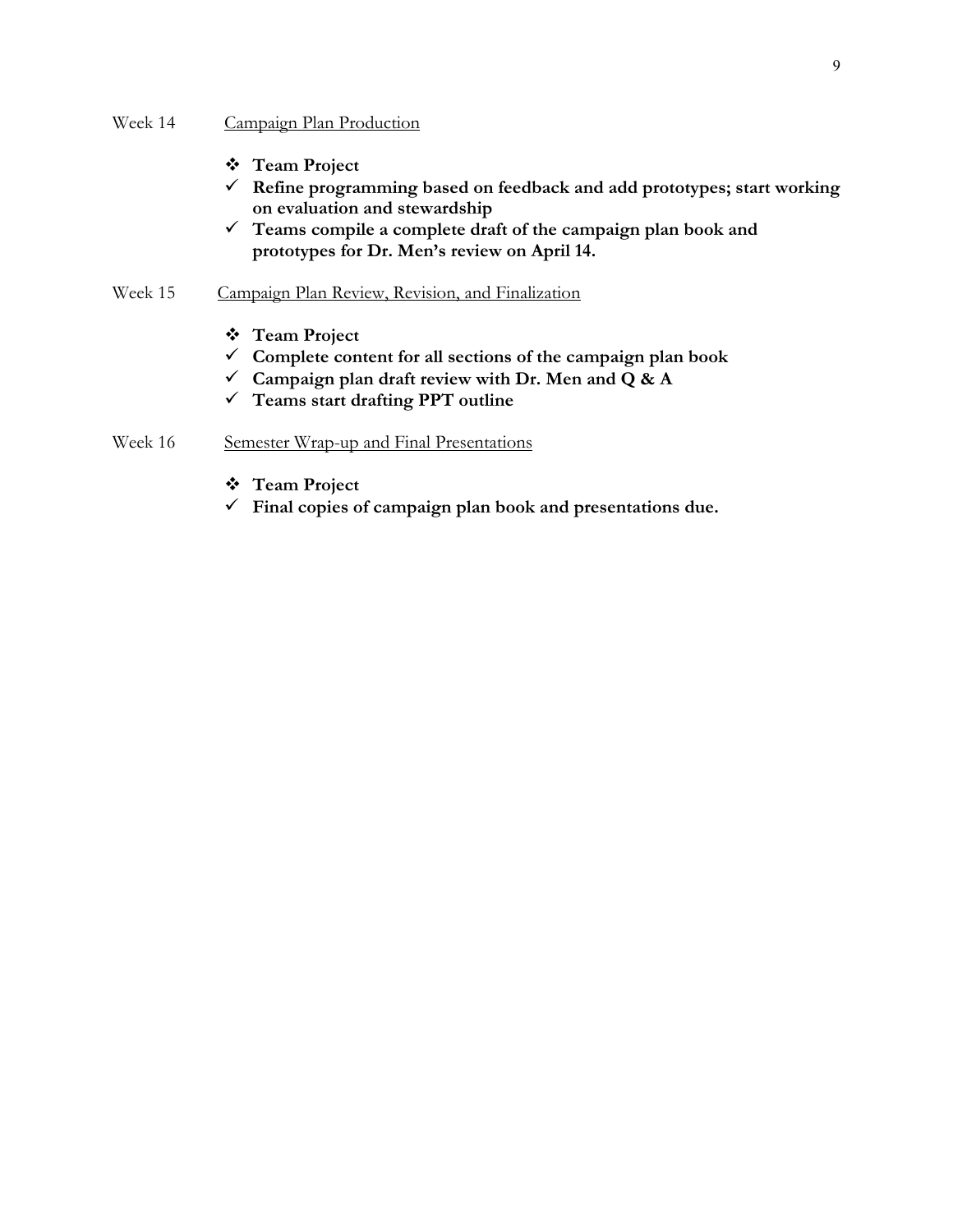Week 14 <u>Campaign Plan Production</u>

- ❖ **Team Project**
- ✓ **Refine programming based on feedback and add prototypes; start working on evaluation and stewardship**
- ✓ **Teams compile a complete draft of the campaign plan book and prototypes for Dr. Men's review on April 14.**

Week 15 <u>Campaign Plan Review, Revision, and Finalization</u>

- ❖ **Team Project**
- ✓ **Complete content for all sections of the campaign plan book**
- ✓ **Campaign plan draft review with Dr. Men and Q & A**
- ✓ **Teams start drafting PPT outline**

Week 16 <u>Semester Wrap-up and Final Presentations</u>

- ❖ **Team Project**
- ✓ **Final copies of campaign plan book and presentations due.**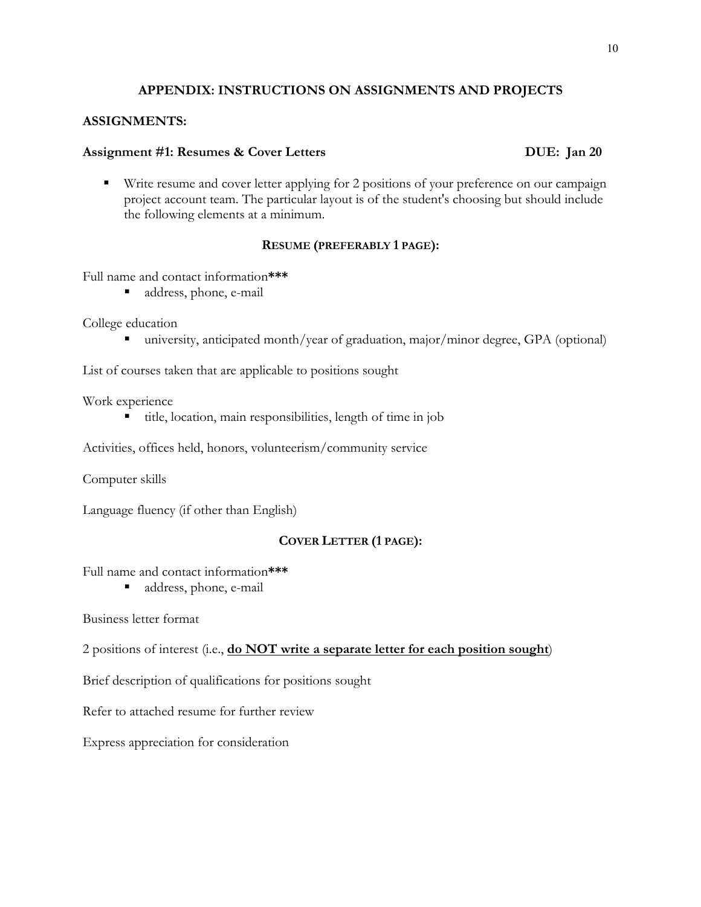## APPENDIX: INSTRUCTIONS ON ASSIGNMENTS AND PROJECTS

### ASSIGNMENTS:

**Assignment #1: Resumes & Cover Letters** **DUE: Jan 20**

- Write resume and cover letter applying for 2 positions of your preference on our campaign project account team. The particular layout is of the student's choosing but should include the following elements at a minimum.

**RESUME (PREFERABLY 1 PAGE):**

Full name and contact information**\*\*\***
- address, phone, e-mail

College education
- university, anticipated month/year of graduation, major/minor degree, GPA (optional)

List of courses taken that are applicable to positions sought

Work experience
- title, location, main responsibilities, length of time in job

Activities, offices held, honors, volunteerism/community service

Computer skills

Language fluency (if other than English)

**COVER LETTER (1 PAGE):**

Full name and contact information**\*\*\***
- address, phone, e-mail

Business letter format

2 positions of interest (i.e., **<u>do NOT write a separate letter for each position sought</u>**)

Brief description of qualifications for positions sought

Refer to attached resume for further review

Express appreciation for consideration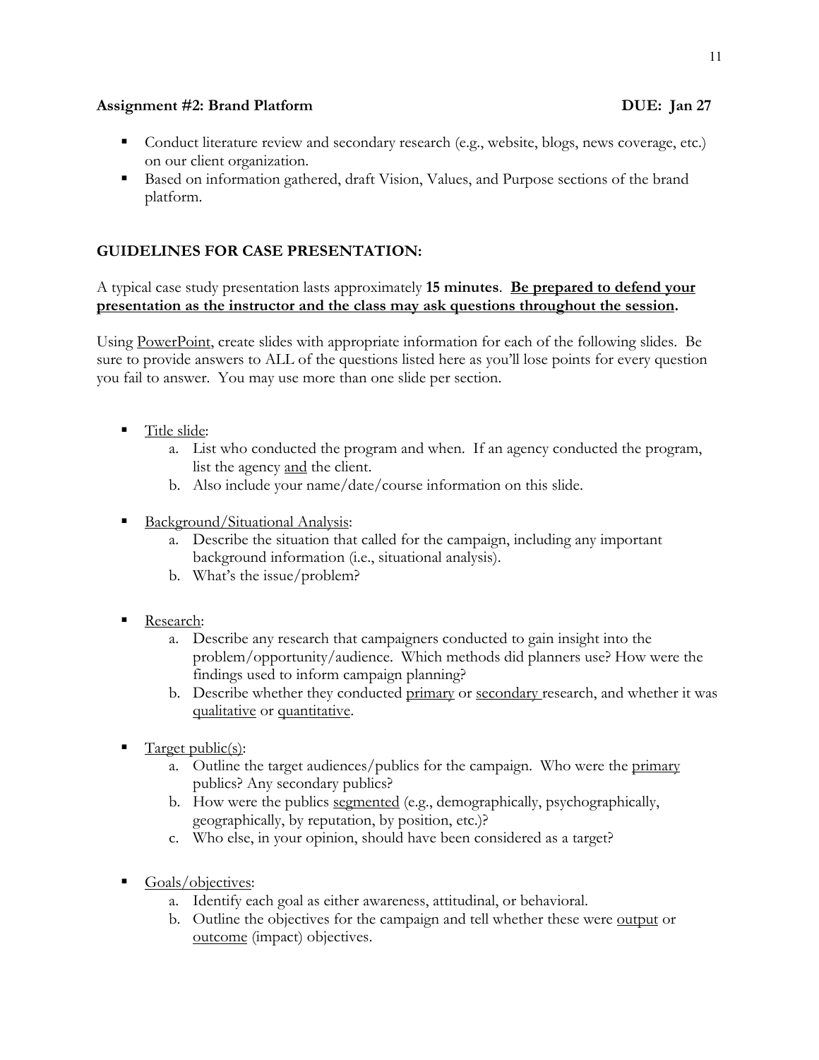**Assignment #2: Brand Platform** **DUE: Jan 27**

- Conduct literature review and secondary research (e.g., website, blogs, news coverage, etc.) on our client organization.
- Based on information gathered, draft Vision, Values, and Purpose sections of the brand platform.

## GUIDELINES FOR CASE PRESENTATION:

A typical case study presentation lasts approximately **15 minutes**. **Be prepared to defend your presentation as the instructor and the class may ask questions throughout the session.**

Using PowerPoint, create slides with appropriate information for each of the following slides. Be sure to provide answers to ALL of the questions listed here as you'll lose points for every question you fail to answer. You may use more than one slide per section.

- Title slide:
  a. List who conducted the program and when. If an agency conducted the program, list the agency and the client.
  b. Also include your name/date/course information on this slide.

- Background/Situational Analysis:
  a. Describe the situation that called for the campaign, including any important background information (i.e., situational analysis).
  b. What's the issue/problem?

- Research:
  a. Describe any research that campaigners conducted to gain insight into the problem/opportunity/audience. Which methods did planners use? How were the findings used to inform campaign planning?
  b. Describe whether they conducted primary or secondary research, and whether it was qualitative or quantitative.

- Target public(s):
  a. Outline the target audiences/publics for the campaign. Who were the primary publics? Any secondary publics?
  b. How were the publics segmented (e.g., demographically, psychographically, geographically, by reputation, by position, etc.)?
  c. Who else, in your opinion, should have been considered as a target?

- Goals/objectives:
  a. Identify each goal as either awareness, attitudinal, or behavioral.
  b. Outline the objectives for the campaign and tell whether these were output or outcome (impact) objectives.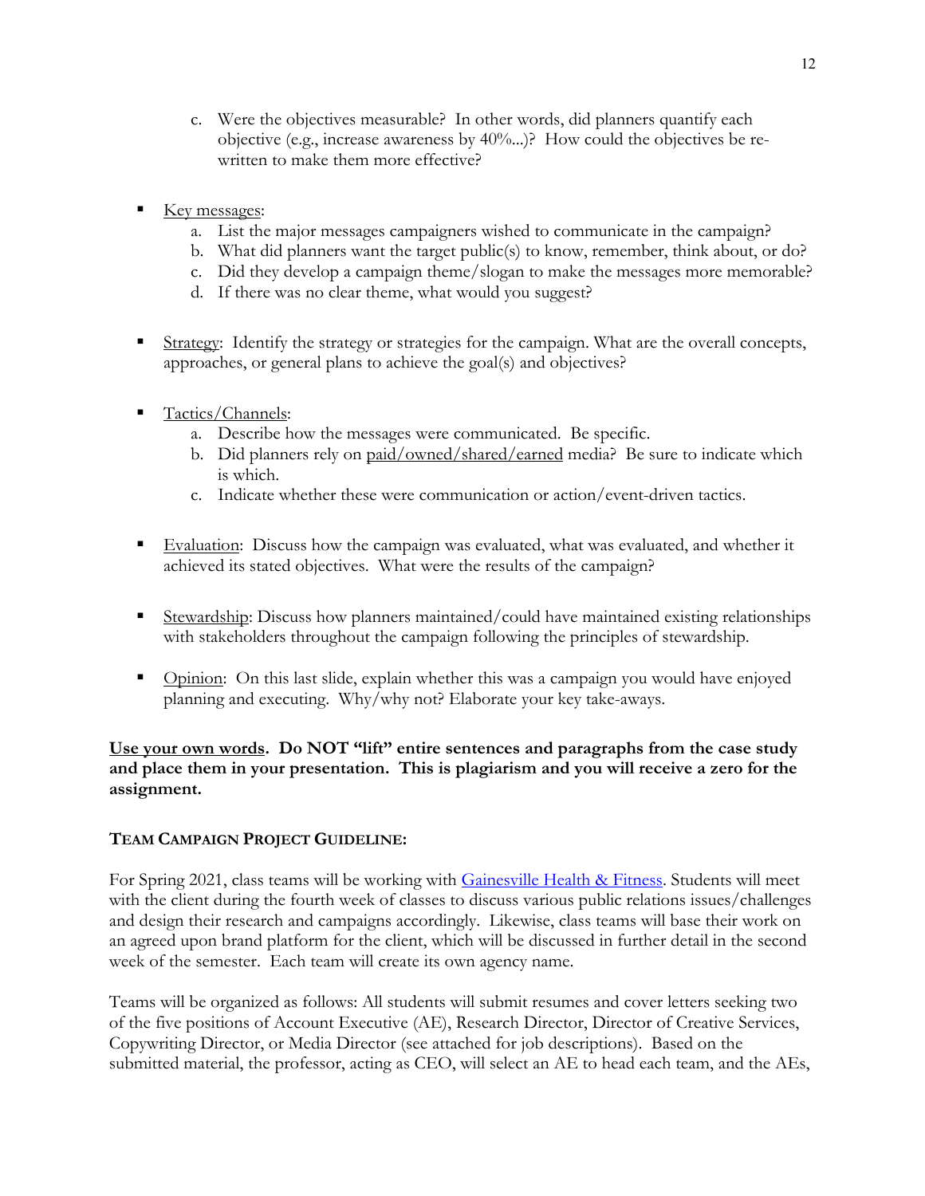c. Were the objectives measurable? In other words, did planners quantify each objective (e.g., increase awareness by 40%...)? How could the objectives be re-written to make them more effective?

- Key messages:
   a. List the major messages campaigners wished to communicate in the campaign?
   b. What did planners want the target public(s) to know, remember, think about, or do?
   c. Did they develop a campaign theme/slogan to make the messages more memorable?
   d. If there was no clear theme, what would you suggest?

- Strategy: Identify the strategy or strategies for the campaign. What are the overall concepts, approaches, or general plans to achieve the goal(s) and objectives?

- Tactics/Channels:
   a. Describe how the messages were communicated. Be specific.
   b. Did planners rely on paid/owned/shared/earned media? Be sure to indicate which is which.
   c. Indicate whether these were communication or action/event-driven tactics.

- Evaluation: Discuss how the campaign was evaluated, what was evaluated, and whether it achieved its stated objectives. What were the results of the campaign?

- Stewardship: Discuss how planners maintained/could have maintained existing relationships with stakeholders throughout the campaign following the principles of stewardship.

- Opinion: On this last slide, explain whether this was a campaign you would have enjoyed planning and executing. Why/why not? Elaborate your key take-aways.

**Use your own words. Do NOT "lift" entire sentences and paragraphs from the case study and place them in your presentation. This is plagiarism and you will receive a zero for the assignment.**

**TEAM CAMPAIGN PROJECT GUIDELINE:**

For Spring 2021, class teams will be working with Gainesville Health & Fitness. Students will meet with the client during the fourth week of classes to discuss various public relations issues/challenges and design their research and campaigns accordingly. Likewise, class teams will base their work on an agreed upon brand platform for the client, which will be discussed in further detail in the second week of the semester. Each team will create its own agency name.

Teams will be organized as follows: All students will submit resumes and cover letters seeking two of the five positions of Account Executive (AE), Research Director, Director of Creative Services, Copywriting Director, or Media Director (see attached for job descriptions). Based on the submitted material, the professor, acting as CEO, will select an AE to head each team, and the AEs,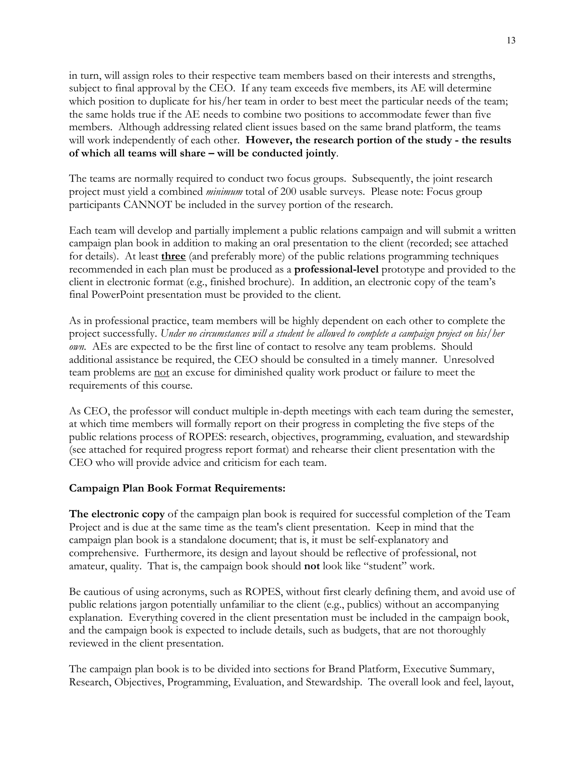in turn, will assign roles to their respective team members based on their interests and strengths, subject to final approval by the CEO. If any team exceeds five members, its AE will determine which position to duplicate for his/her team in order to best meet the particular needs of the team; the same holds true if the AE needs to combine two positions to accommodate fewer than five members. Although addressing related client issues based on the same brand platform, the teams will work independently of each other. **However, the research portion of the study - the results of which all teams will share – will be conducted jointly**.

The teams are normally required to conduct two focus groups. Subsequently, the joint research project must yield a combined *minimum* total of 200 usable surveys. Please note: Focus group participants CANNOT be included in the survey portion of the research.

Each team will develop and partially implement a public relations campaign and will submit a written campaign plan book in addition to making an oral presentation to the client (recorded; see attached for details). At least <u>**three**</u> (and preferably more) of the public relations programming techniques recommended in each plan must be produced as a **professional-level** prototype and provided to the client in electronic format (e.g., finished brochure). In addition, an electronic copy of the team's final PowerPoint presentation must be provided to the client.

As in professional practice, team members will be highly dependent on each other to complete the project successfully. *Under no circumstances will a student be allowed to complete a campaign project on his/her own.* AEs are expected to be the first line of contact to resolve any team problems. Should additional assistance be required, the CEO should be consulted in a timely manner. Unresolved team problems are <u>not</u> an excuse for diminished quality work product or failure to meet the requirements of this course.

As CEO, the professor will conduct multiple in-depth meetings with each team during the semester, at which time members will formally report on their progress in completing the five steps of the public relations process of ROPES: research, objectives, programming, evaluation, and stewardship (see attached for required progress report format) and rehearse their client presentation with the CEO who will provide advice and criticism for each team.

**Campaign Plan Book Format Requirements:**

**The electronic copy** of the campaign plan book is required for successful completion of the Team Project and is due at the same time as the team's client presentation. Keep in mind that the campaign plan book is a standalone document; that is, it must be self-explanatory and comprehensive. Furthermore, its design and layout should be reflective of professional, not amateur, quality. That is, the campaign book should **not** look like "student" work.

Be cautious of using acronyms, such as ROPES, without first clearly defining them, and avoid use of public relations jargon potentially unfamiliar to the client (e.g., publics) without an accompanying explanation. Everything covered in the client presentation must be included in the campaign book, and the campaign book is expected to include details, such as budgets, that are not thoroughly reviewed in the client presentation.

The campaign plan book is to be divided into sections for Brand Platform, Executive Summary, Research, Objectives, Programming, Evaluation, and Stewardship. The overall look and feel, layout,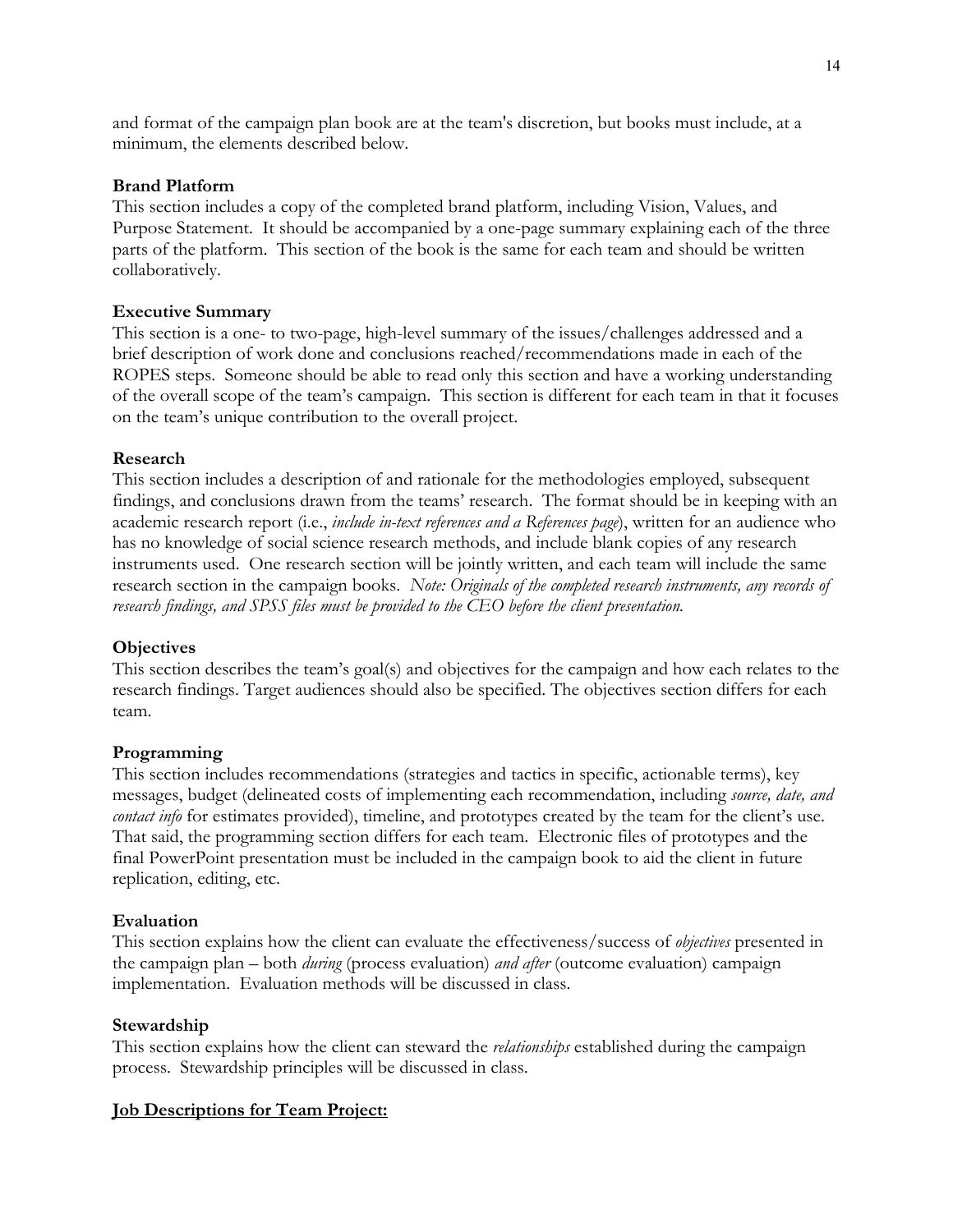and format of the campaign plan book are at the team's discretion, but books must include, at a minimum, the elements described below.

**Brand Platform**
This section includes a copy of the completed brand platform, including Vision, Values, and Purpose Statement. It should be accompanied by a one-page summary explaining each of the three parts of the platform. This section of the book is the same for each team and should be written collaboratively.

**Executive Summary**
This section is a one- to two-page, high-level summary of the issues/challenges addressed and a brief description of work done and conclusions reached/recommendations made in each of the ROPES steps. Someone should be able to read only this section and have a working understanding of the overall scope of the team's campaign. This section is different for each team in that it focuses on the team's unique contribution to the overall project.

**Research**
This section includes a description of and rationale for the methodologies employed, subsequent findings, and conclusions drawn from the teams' research. The format should be in keeping with an academic research report (i.e., *include in-text references and a References page*), written for an audience who has no knowledge of social science research methods, and include blank copies of any research instruments used. One research section will be jointly written, and each team will include the same research section in the campaign books. *Note: Originals of the completed research instruments, any records of research findings, and SPSS files must be provided to the CEO before the client presentation.*

**Objectives**
This section describes the team's goal(s) and objectives for the campaign and how each relates to the research findings. Target audiences should also be specified. The objectives section differs for each team.

**Programming**
This section includes recommendations (strategies and tactics in specific, actionable terms), key messages, budget (delineated costs of implementing each recommendation, including *source, date, and contact info* for estimates provided), timeline, and prototypes created by the team for the client's use. That said, the programming section differs for each team. Electronic files of prototypes and the final PowerPoint presentation must be included in the campaign book to aid the client in future replication, editing, etc.

**Evaluation**
This section explains how the client can evaluate the effectiveness/success of *objectives* presented in the campaign plan – both *during* (process evaluation) *and after* (outcome evaluation) campaign implementation. Evaluation methods will be discussed in class.

**Stewardship**
This section explains how the client can steward the *relationships* established during the campaign process. Stewardship principles will be discussed in class.

**Job Descriptions for Team Project:**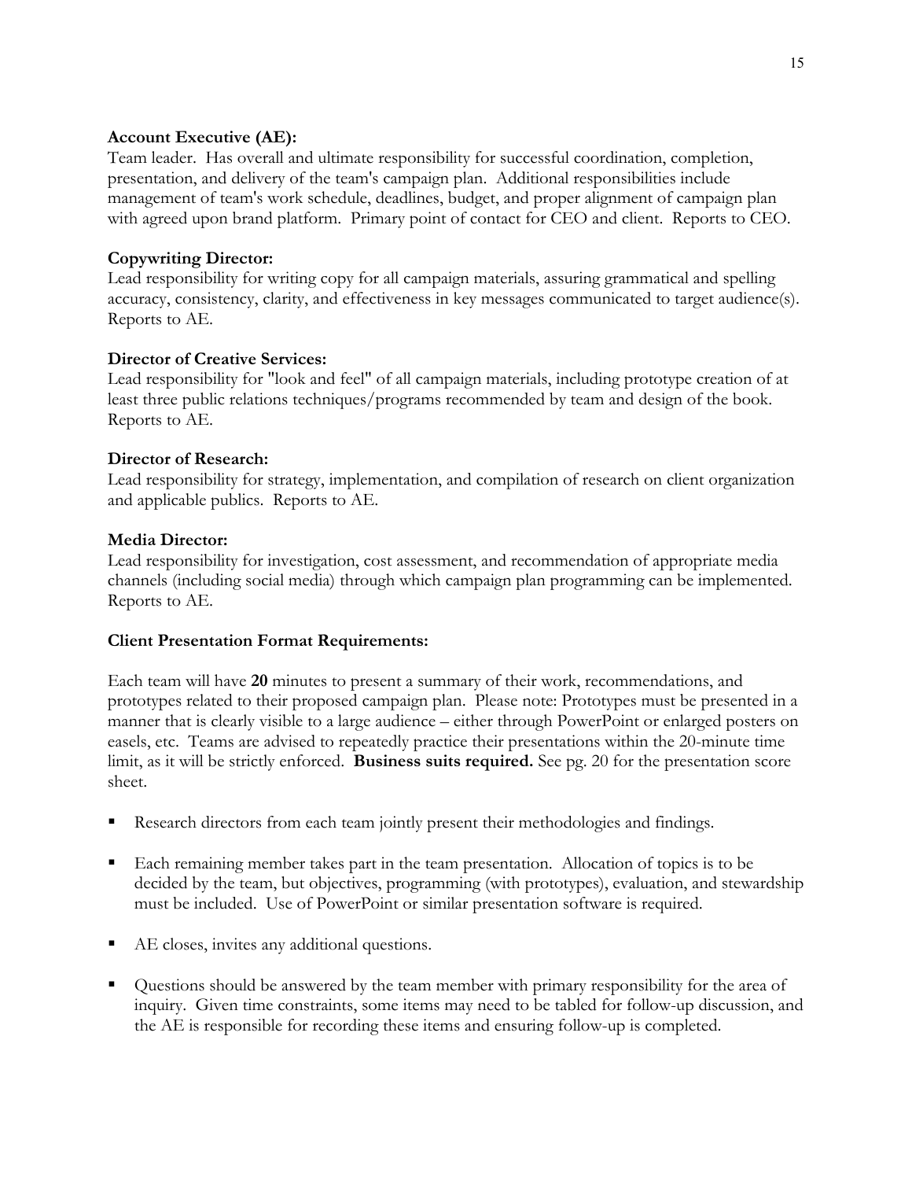**Account Executive (AE):**
Team leader. Has overall and ultimate responsibility for successful coordination, completion, presentation, and delivery of the team's campaign plan. Additional responsibilities include management of team's work schedule, deadlines, budget, and proper alignment of campaign plan with agreed upon brand platform. Primary point of contact for CEO and client. Reports to CEO.

**Copywriting Director:**
Lead responsibility for writing copy for all campaign materials, assuring grammatical and spelling accuracy, consistency, clarity, and effectiveness in key messages communicated to target audience(s). Reports to AE.

**Director of Creative Services:**
Lead responsibility for "look and feel" of all campaign materials, including prototype creation of at least three public relations techniques/programs recommended by team and design of the book. Reports to AE.

**Director of Research:**
Lead responsibility for strategy, implementation, and compilation of research on client organization and applicable publics. Reports to AE.

**Media Director:**
Lead responsibility for investigation, cost assessment, and recommendation of appropriate media channels (including social media) through which campaign plan programming can be implemented. Reports to AE.

**Client Presentation Format Requirements:**

Each team will have **20** minutes to present a summary of their work, recommendations, and prototypes related to their proposed campaign plan. Please note: Prototypes must be presented in a manner that is clearly visible to a large audience – either through PowerPoint or enlarged posters on easels, etc. Teams are advised to repeatedly practice their presentations within the 20-minute time limit, as it will be strictly enforced. **Business suits required.** See pg. 20 for the presentation score sheet.

- Research directors from each team jointly present their methodologies and findings.
- Each remaining member takes part in the team presentation. Allocation of topics is to be decided by the team, but objectives, programming (with prototypes), evaluation, and stewardship must be included. Use of PowerPoint or similar presentation software is required.
- AE closes, invites any additional questions.
- Questions should be answered by the team member with primary responsibility for the area of inquiry. Given time constraints, some items may need to be tabled for follow-up discussion, and the AE is responsible for recording these items and ensuring follow-up is completed.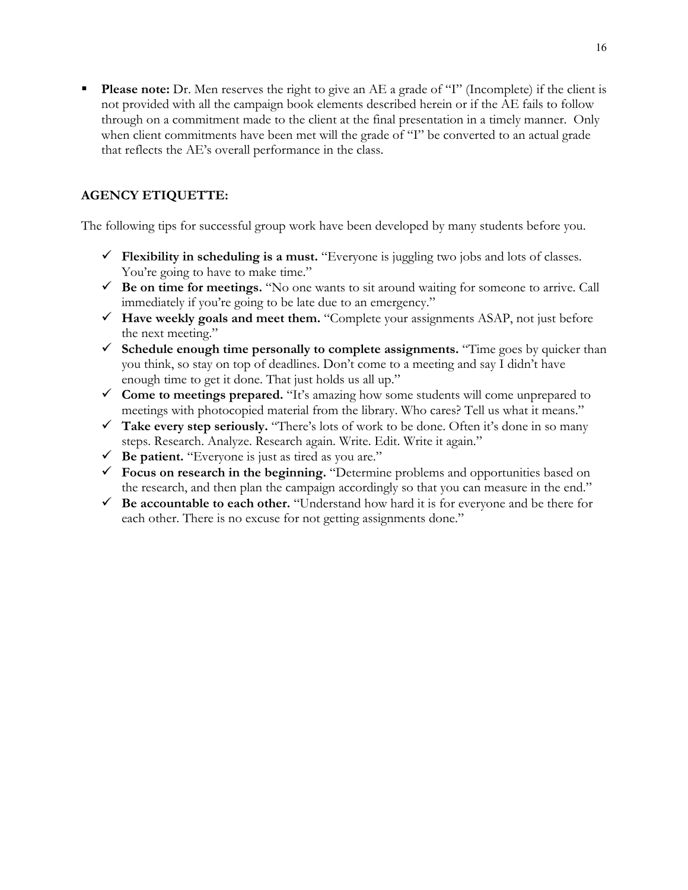- **Please note:** Dr. Men reserves the right to give an AE a grade of "I" (Incomplete) if the client is not provided with all the campaign book elements described herein or if the AE fails to follow through on a commitment made to the client at the final presentation in a timely manner. Only when client commitments have been met will the grade of "I" be converted to an actual grade that reflects the AE's overall performance in the class.

## AGENCY ETIQUETTE:

The following tips for successful group work have been developed by many students before you.

- ✓ **Flexibility in scheduling is a must.** "Everyone is juggling two jobs and lots of classes. You're going to have to make time."
- ✓ **Be on time for meetings.** "No one wants to sit around waiting for someone to arrive. Call immediately if you're going to be late due to an emergency."
- ✓ **Have weekly goals and meet them.** "Complete your assignments ASAP, not just before the next meeting."
- ✓ **Schedule enough time personally to complete assignments.** "Time goes by quicker than you think, so stay on top of deadlines. Don't come to a meeting and say I didn't have enough time to get it done. That just holds us all up."
- ✓ **Come to meetings prepared.** "It's amazing how some students will come unprepared to meetings with photocopied material from the library. Who cares? Tell us what it means."
- ✓ **Take every step seriously.** "There's lots of work to be done. Often it's done in so many steps. Research. Analyze. Research again. Write. Edit. Write it again."
- ✓ **Be patient.** "Everyone is just as tired as you are."
- ✓ **Focus on research in the beginning.** "Determine problems and opportunities based on the research, and then plan the campaign accordingly so that you can measure in the end."
- ✓ **Be accountable to each other.** "Understand how hard it is for everyone and be there for each other. There is no excuse for not getting assignments done."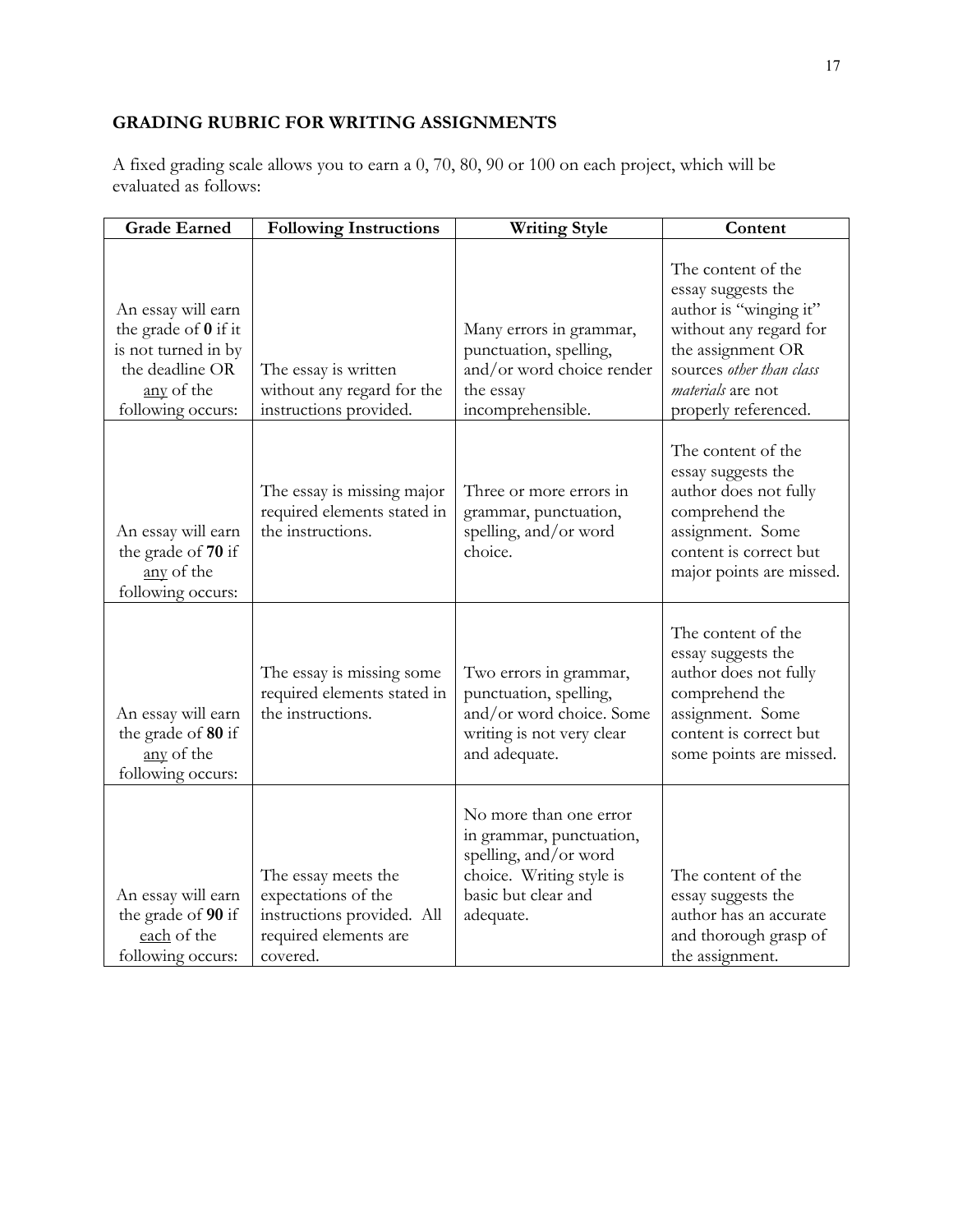## GRADING RUBRIC FOR WRITING ASSIGNMENTS

A fixed grading scale allows you to earn a 0, 70, 80, 90 or 100 on each project, which will be evaluated as follows:

| Grade Earned | Following Instructions | Writing Style | Content |
|---|---|---|---|
| An essay will earn the grade of **0** if it is not turned in by the deadline OR <u>any</u> of the following occurs: | The essay is written without any regard for the instructions provided. | Many errors in grammar, punctuation, spelling, and/or word choice render the essay incomprehensible. | The content of the essay suggests the author is "winging it" without any regard for the assignment OR sources *other than class materials* are not properly referenced. |
| An essay will earn the grade of **70** if <u>any</u> of the following occurs: | The essay is missing major required elements stated in the instructions. | Three or more errors in grammar, punctuation, spelling, and/or word choice. | The content of the essay suggests the author does not fully comprehend the assignment. Some content is correct but major points are missed. |
| An essay will earn the grade of **80** if <u>any</u> of the following occurs: | The essay is missing some required elements stated in the instructions. | Two errors in grammar, punctuation, spelling, and/or word choice. Some writing is not very clear and adequate. | The content of the essay suggests the author does not fully comprehend the assignment. Some content is correct but some points are missed. |
| An essay will earn the grade of **90** if <u>each</u> of the following occurs: | The essay meets the expectations of the instructions provided. All required elements are covered. | No more than one error in grammar, punctuation, spelling, and/or word choice. Writing style is basic but clear and adequate. | The content of the essay suggests the author has an accurate and thorough grasp of the assignment. |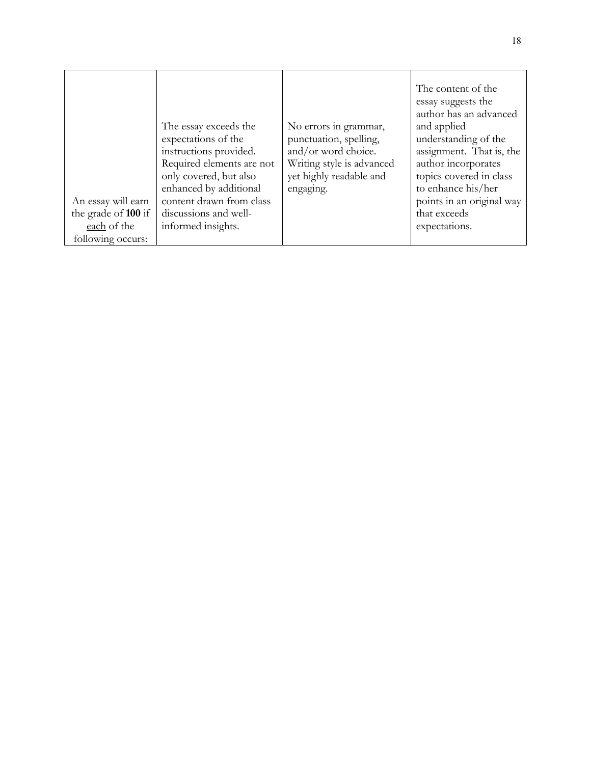| | | | |
|---|---|---|---|
| An essay will earn the grade of **100** if each of the following occurs: | The essay exceeds the expectations of the instructions provided. Required elements are not only covered, but also enhanced by additional content drawn from class discussions and well-informed insights. | No errors in grammar, punctuation, spelling, and/or word choice. Writing style is advanced yet highly readable and engaging. | The content of the essay suggests the author has an advanced and applied understanding of the assignment. That is, the author incorporates topics covered in class to enhance his/her points in an original way that exceeds expectations. |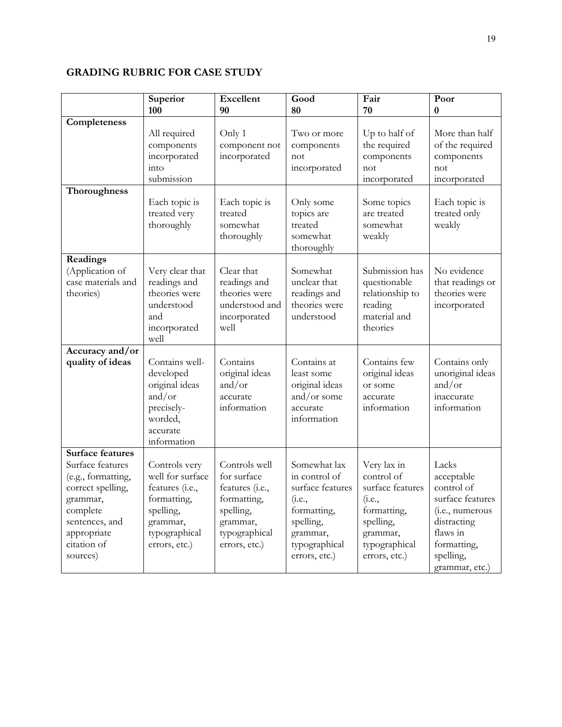## GRADING RUBRIC FOR CASE STUDY

| | Superior 100 | Excellent 90 | Good 80 | Fair 70 | Poor 0 |
|---|---|---|---|---|---|
| **Completeness** | All required components incorporated into submission | Only 1 component not incorporated | Two or more components not incorporated | Up to half of the required components not incorporated | More than half of the required components not incorporated |
| **Thoroughness** | Each topic is treated very thoroughly | Each topic is treated somewhat thoroughly | Only some topics are treated somewhat thoroughly | Some topics are treated somewhat weakly | Each topic is treated only weakly |
| **Readings** (Application of case materials and theories) | Very clear that readings and theories were understood and incorporated well | Clear that readings and theories were understood and incorporated well | Somewhat unclear that readings and theories were understood | Submission has questionable relationship to reading material and theories | No evidence that readings or theories were incorporated |
| **Accuracy and/or quality of ideas** | Contains well-developed original ideas and/or precisely-worded, accurate information | Contains original ideas and/or accurate information | Contains at least some original ideas and/or some accurate information | Contains few original ideas or some accurate information | Contains only unoriginal ideas and/or inaccurate information |
| **Surface features** Surface features (e.g., formatting, correct spelling, grammar, complete sentences, and appropriate citation of sources) | Controls very well for surface features (i.e., formatting, spelling, grammar, typographical errors, etc.) | Controls well for surface features (i.e., formatting, spelling, grammar, typographical errors, etc.) | Somewhat lax in control of surface features (i.e., formatting, spelling, grammar, typographical errors, etc.) | Very lax in control of surface features (i.e., formatting, spelling, grammar, typographical errors, etc.) | Lacks acceptable control of surface features (i.e., numerous distracting flaws in formatting, spelling, grammar, etc.) |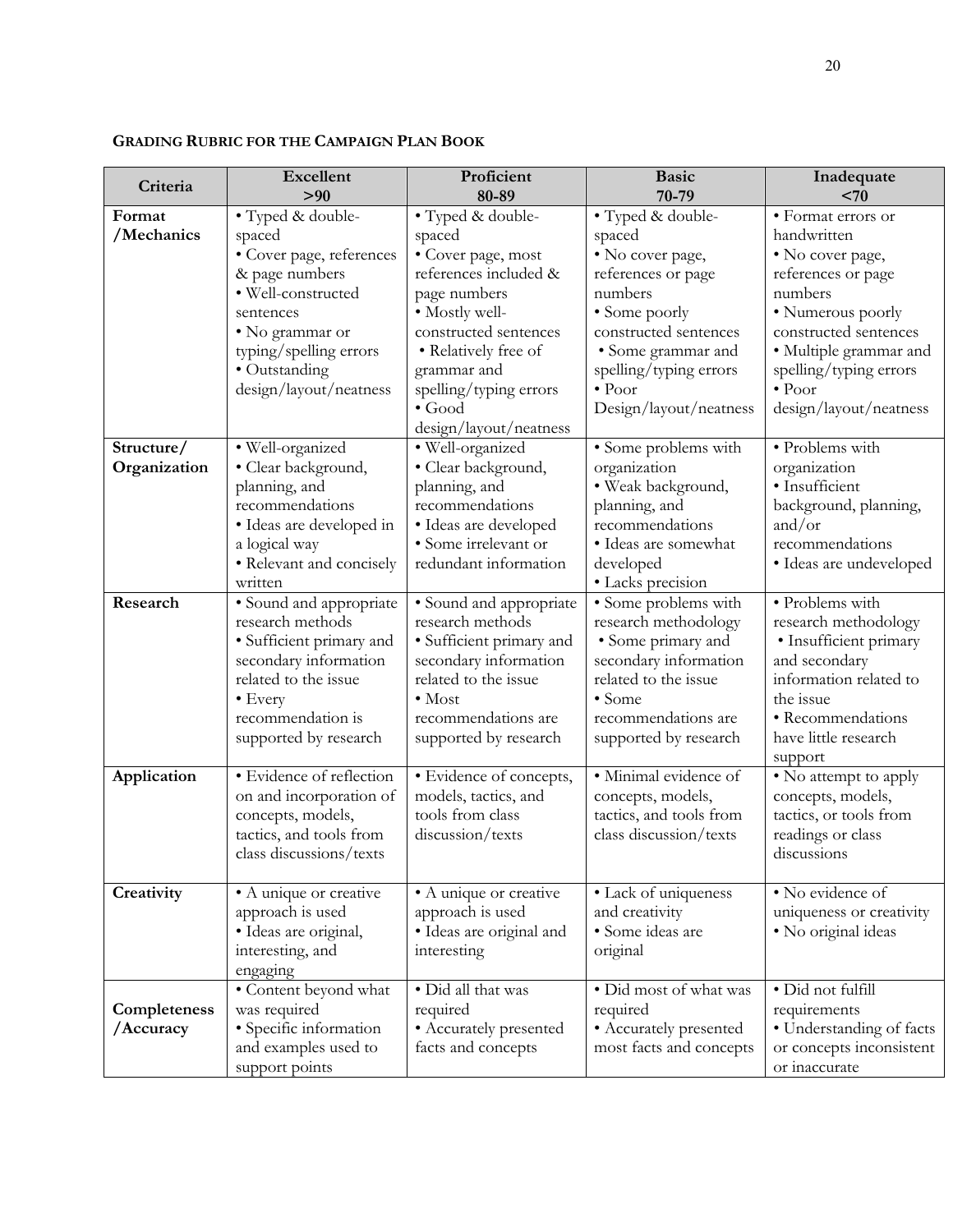**GRADING RUBRIC FOR THE CAMPAIGN PLAN BOOK**

| Criteria | Excellent >90 | Proficient 80-89 | Basic 70-79 | Inadequate <70 |
|---|---|---|---|---|
| **Format /Mechanics** | • Typed & double-spaced<br>• Cover page, references & page numbers<br>• Well-constructed sentences<br>• No grammar or typing/spelling errors<br>• Outstanding design/layout/neatness | • Typed & double-spaced<br>• Cover page, most references included & page numbers<br>• Mostly well-constructed sentences<br>• Relatively free of grammar and spelling/typing errors<br>• Good design/layout/neatness | • Typed & double-spaced<br>• No cover page, references or page numbers<br>• Some poorly constructed sentences<br>• Some grammar and spelling/typing errors<br>• Poor Design/layout/neatness | • Format errors or handwritten<br>• No cover page, references or page numbers<br>• Numerous poorly constructed sentences<br>• Multiple grammar and spelling/typing errors<br>• Poor design/layout/neatness |
| **Structure/ Organization** | • Well-organized<br>• Clear background, planning, and recommendations<br>• Ideas are developed in a logical way<br>• Relevant and concisely written | • Well-organized<br>• Clear background, planning, and recommendations<br>• Ideas are developed<br>• Some irrelevant or redundant information | • Some problems with organization<br>• Weak background, planning, and recommendations<br>• Ideas are somewhat developed<br>• Lacks precision | • Problems with organization<br>• Insufficient background, planning, and/or recommendations<br>• Ideas are undeveloped |
| **Research** | • Sound and appropriate research methods<br>• Sufficient primary and secondary information related to the issue<br>• Every recommendation is supported by research | • Sound and appropriate research methods<br>• Sufficient primary and secondary information related to the issue<br>• Most recommendations are supported by research | • Some problems with research methodology<br>• Some primary and secondary information related to the issue<br>• Some recommendations are supported by research | • Problems with research methodology<br>• Insufficient primary and secondary information related to the issue<br>• Recommendations have little research support |
| **Application** | • Evidence of reflection on and incorporation of concepts, models, tactics, and tools from class discussions/texts | • Evidence of concepts, models, tactics, and tools from class discussion/texts | • Minimal evidence of concepts, models, tactics, and tools from class discussion/texts | • No attempt to apply concepts, models, tactics, or tools from readings or class discussions |
| **Creativity** | • A unique or creative approach is used<br>• Ideas are original, interesting, and engaging | • A unique or creative approach is used<br>• Ideas are original and interesting | • Lack of uniqueness and creativity<br>• Some ideas are original | • No evidence of uniqueness or creativity<br>• No original ideas |
| **Completeness /Accuracy** | • Content beyond what was required<br>• Specific information and examples used to support points | • Did all that was required<br>• Accurately presented facts and concepts | • Did most of what was required<br>• Accurately presented most facts and concepts | • Did not fulfill requirements<br>• Understanding of facts or concepts inconsistent or inaccurate |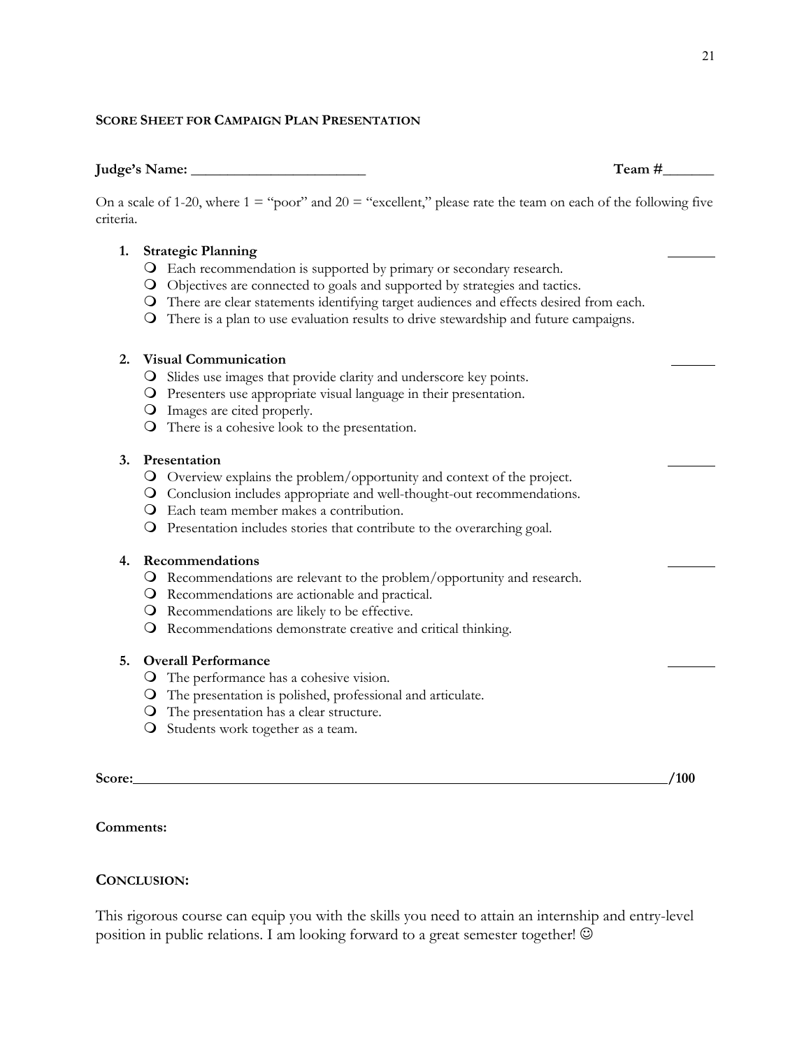## SCORE SHEET FOR CAMPAIGN PLAN PRESENTATION

**Judge's Name: ________________________** **Team #_______**

On a scale of 1-20, where 1 = "poor" and 20 = "excellent," please rate the team on each of the following five criteria.

1. **Strategic Planning** _______
   - ❍ Each recommendation is supported by primary or secondary research.
   - ❍ Objectives are connected to goals and supported by strategies and tactics.
   - ❍ There are clear statements identifying target audiences and effects desired from each.
   - ❍ There is a plan to use evaluation results to drive stewardship and future campaigns.

2. **Visual Communication** _______
   - ❍ Slides use images that provide clarity and underscore key points.
   - ❍ Presenters use appropriate visual language in their presentation.
   - ❍ Images are cited properly.
   - ❍ There is a cohesive look to the presentation.

3. **Presentation** _______
   - ❍ Overview explains the problem/opportunity and context of the project.
   - ❍ Conclusion includes appropriate and well-thought-out recommendations.
   - ❍ Each team member makes a contribution.
   - ❍ Presentation includes stories that contribute to the overarching goal.

4. **Recommendations** _______
   - ❍ Recommendations are relevant to the problem/opportunity and research.
   - ❍ Recommendations are actionable and practical.
   - ❍ Recommendations are likely to be effective.
   - ❍ Recommendations demonstrate creative and critical thinking.

5. **Overall Performance** _______
   - ❍ The performance has a cohesive vision.
   - ❍ The presentation is polished, professional and articulate.
   - ❍ The presentation has a clear structure.
   - ❍ Students work together as a team.

**Score:______________________________________________________________/100**

**Comments:**

## CONCLUSION:

This rigorous course can equip you with the skills you need to attain an internship and entry-level position in public relations. I am looking forward to a great semester together! ☺